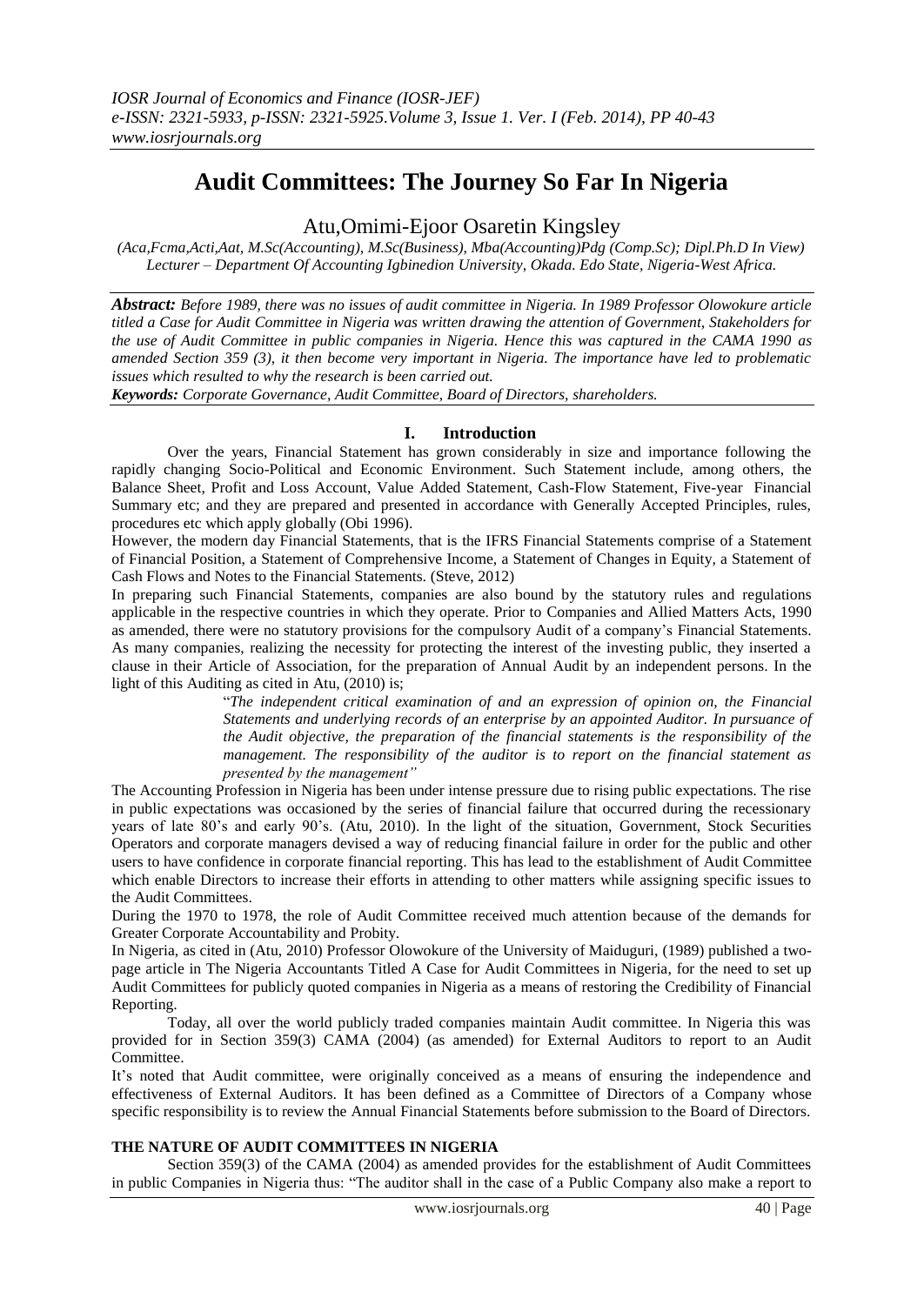# Audit Committees: The Journey So Far In Nigeria

Atu,Omimi-Ejoor Osaretin Kingsley

*(Aca,Fcma,Acti,Aat, M.Sc(Accounting), M.Sc(Business), Mba(Accounting)Pdg (Comp.Sc); Dipl.Ph.D In View)*
*Lecturer – Department Of Accounting Igbinedion University, Okada. Edo State, Nigeria-West Africa.*

***Abstract:*** *Before 1989, there was no issues of audit committee in Nigeria. In 1989 Professor Olowokure article titled a Case for Audit Committee in Nigeria was written drawing the attention of Government, Stakeholders for the use of Audit Committee in public companies in Nigeria. Hence this was captured in the CAMA 1990 as amended Section 359 (3), it then become very important in Nigeria. The importance have led to problematic issues which resulted to why the research is been carried out.*

***Keywords:*** *Corporate Governance, Audit Committee, Board of Directors, shareholders.*

## I. Introduction

Over the years, Financial Statement has grown considerably in size and importance following the rapidly changing Socio-Political and Economic Environment. Such Statement include, among others, the Balance Sheet, Profit and Loss Account, Value Added Statement, Cash-Flow Statement, Five-year Financial Summary etc; and they are prepared and presented in accordance with Generally Accepted Principles, rules, procedures etc which apply globally (Obi 1996).

However, the modern day Financial Statements, that is the IFRS Financial Statements comprise of a Statement of Financial Position, a Statement of Comprehensive Income, a Statement of Changes in Equity, a Statement of Cash Flows and Notes to the Financial Statements. (Steve, 2012)

In preparing such Financial Statements, companies are also bound by the statutory rules and regulations applicable in the respective countries in which they operate. Prior to Companies and Allied Matters Acts, 1990 as amended, there were no statutory provisions for the compulsory Audit of a company's Financial Statements. As many companies, realizing the necessity for protecting the interest of the investing public, they inserted a clause in their Article of Association, for the preparation of Annual Audit by an independent persons. In the light of this Auditing as cited in Atu, (2010) is;

> "*The independent critical examination of and an expression of opinion on, the Financial Statements and underlying records of an enterprise by an appointed Auditor. In pursuance of the Audit objective, the preparation of the financial statements is the responsibility of the management. The responsibility of the auditor is to report on the financial statement as presented by the management"*

The Accounting Profession in Nigeria has been under intense pressure due to rising public expectations. The rise in public expectations was occasioned by the series of financial failure that occurred during the recessionary years of late 80's and early 90's. (Atu, 2010). In the light of the situation, Government, Stock Securities Operators and corporate managers devised a way of reducing financial failure in order for the public and other users to have confidence in corporate financial reporting. This has lead to the establishment of Audit Committee which enable Directors to increase their efforts in attending to other matters while assigning specific issues to the Audit Committees.

During the 1970 to 1978, the role of Audit Committee received much attention because of the demands for Greater Corporate Accountability and Probity.

In Nigeria, as cited in (Atu, 2010) Professor Olowokure of the University of Maiduguri, (1989) published a two-page article in The Nigeria Accountants Titled A Case for Audit Committees in Nigeria, for the need to set up Audit Committees for publicly quoted companies in Nigeria as a means of restoring the Credibility of Financial Reporting.

Today, all over the world publicly traded companies maintain Audit committee. In Nigeria this was provided for in Section 359(3) CAMA (2004) (as amended) for External Auditors to report to an Audit Committee.

It's noted that Audit committee, were originally conceived as a means of ensuring the independence and effectiveness of External Auditors. It has been defined as a Committee of Directors of a Company whose specific responsibility is to review the Annual Financial Statements before submission to the Board of Directors.

### THE NATURE OF AUDIT COMMITTEES IN NIGERIA

Section 359(3) of the CAMA (2004) as amended provides for the establishment of Audit Committees in public Companies in Nigeria thus: "The auditor shall in the case of a Public Company also make a report to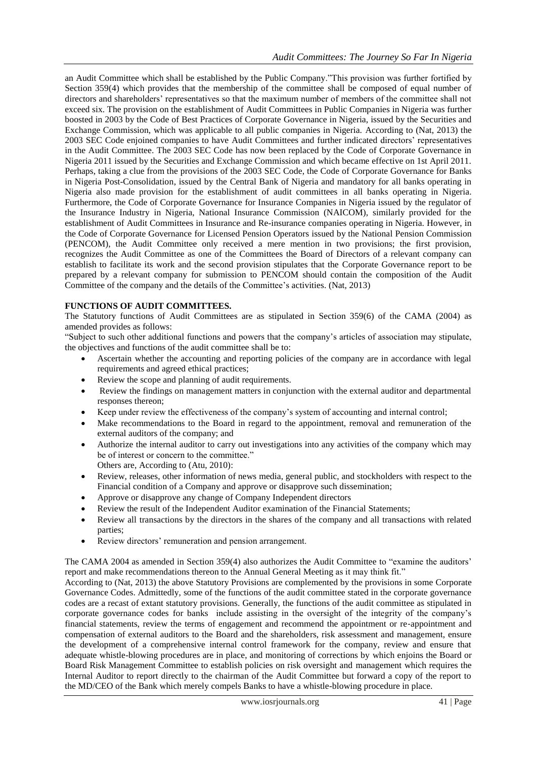an Audit Committee which shall be established by the Public Company."This provision was further fortified by Section 359(4) which provides that the membership of the committee shall be composed of equal number of directors and shareholders' representatives so that the maximum number of members of the committee shall not exceed six. The provision on the establishment of Audit Committees in Public Companies in Nigeria was further boosted in 2003 by the Code of Best Practices of Corporate Governance in Nigeria, issued by the Securities and Exchange Commission, which was applicable to all public companies in Nigeria. According to (Nat, 2013) the 2003 SEC Code enjoined companies to have Audit Committees and further indicated directors' representatives in the Audit Committee. The 2003 SEC Code has now been replaced by the Code of Corporate Governance in Nigeria 2011 issued by the Securities and Exchange Commission and which became effective on 1st April 2011. Perhaps, taking a clue from the provisions of the 2003 SEC Code, the Code of Corporate Governance for Banks in Nigeria Post-Consolidation, issued by the Central Bank of Nigeria and mandatory for all banks operating in Nigeria also made provision for the establishment of audit committees in all banks operating in Nigeria. Furthermore, the Code of Corporate Governance for Insurance Companies in Nigeria issued by the regulator of the Insurance Industry in Nigeria, National Insurance Commission (NAICOM), similarly provided for the establishment of Audit Committees in Insurance and Re-insurance companies operating in Nigeria. However, in the Code of Corporate Governance for Licensed Pension Operators issued by the National Pension Commission (PENCOM), the Audit Committee only received a mere mention in two provisions; the first provision, recognizes the Audit Committee as one of the Committees the Board of Directors of a relevant company can establish to facilitate its work and the second provision stipulates that the Corporate Governance report to be prepared by a relevant company for submission to PENCOM should contain the composition of the Audit Committee of the company and the details of the Committee's activities. (Nat, 2013)

**FUNCTIONS OF AUDIT COMMITTEES.**

The Statutory functions of Audit Committees are as stipulated in Section 359(6) of the CAMA (2004) as amended provides as follows:

"Subject to such other additional functions and powers that the company's articles of association may stipulate, the objectives and functions of the audit committee shall be to:

- Ascertain whether the accounting and reporting policies of the company are in accordance with legal requirements and agreed ethical practices;
- Review the scope and planning of audit requirements.
- Review the findings on management matters in conjunction with the external auditor and departmental responses thereon;
- Keep under review the effectiveness of the company's system of accounting and internal control;
- Make recommendations to the Board in regard to the appointment, removal and remuneration of the external auditors of the company; and
- Authorize the internal auditor to carry out investigations into any activities of the company which may be of interest or concern to the committee."

  Others are, According to (Atu, 2010):

- Review, releases, other information of news media, general public, and stockholders with respect to the Financial condition of a Company and approve or disapprove such dissemination;
- Approve or disapprove any change of Company Independent directors
- Review the result of the Independent Auditor examination of the Financial Statements;
- Review all transactions by the directors in the shares of the company and all transactions with related parties;
- Review directors' remuneration and pension arrangement.

The CAMA 2004 as amended in Section 359(4) also authorizes the Audit Committee to "examine the auditors' report and make recommendations thereon to the Annual General Meeting as it may think fit."

According to (Nat, 2013) the above Statutory Provisions are complemented by the provisions in some Corporate Governance Codes. Admittedly, some of the functions of the audit committee stated in the corporate governance codes are a recast of extant statutory provisions. Generally, the functions of the audit committee as stipulated in corporate governance codes for banks include assisting in the oversight of the integrity of the company's financial statements, review the terms of engagement and recommend the appointment or re-appointment and compensation of external auditors to the Board and the shareholders, risk assessment and management, ensure the development of a comprehensive internal control framework for the company, review and ensure that adequate whistle-blowing procedures are in place, and monitoring of corrections by which enjoins the Board or Board Risk Management Committee to establish policies on risk oversight and management which requires the Internal Auditor to report directly to the chairman of the Audit Committee but forward a copy of the report to the MD/CEO of the Bank which merely compels Banks to have a whistle-blowing procedure in place.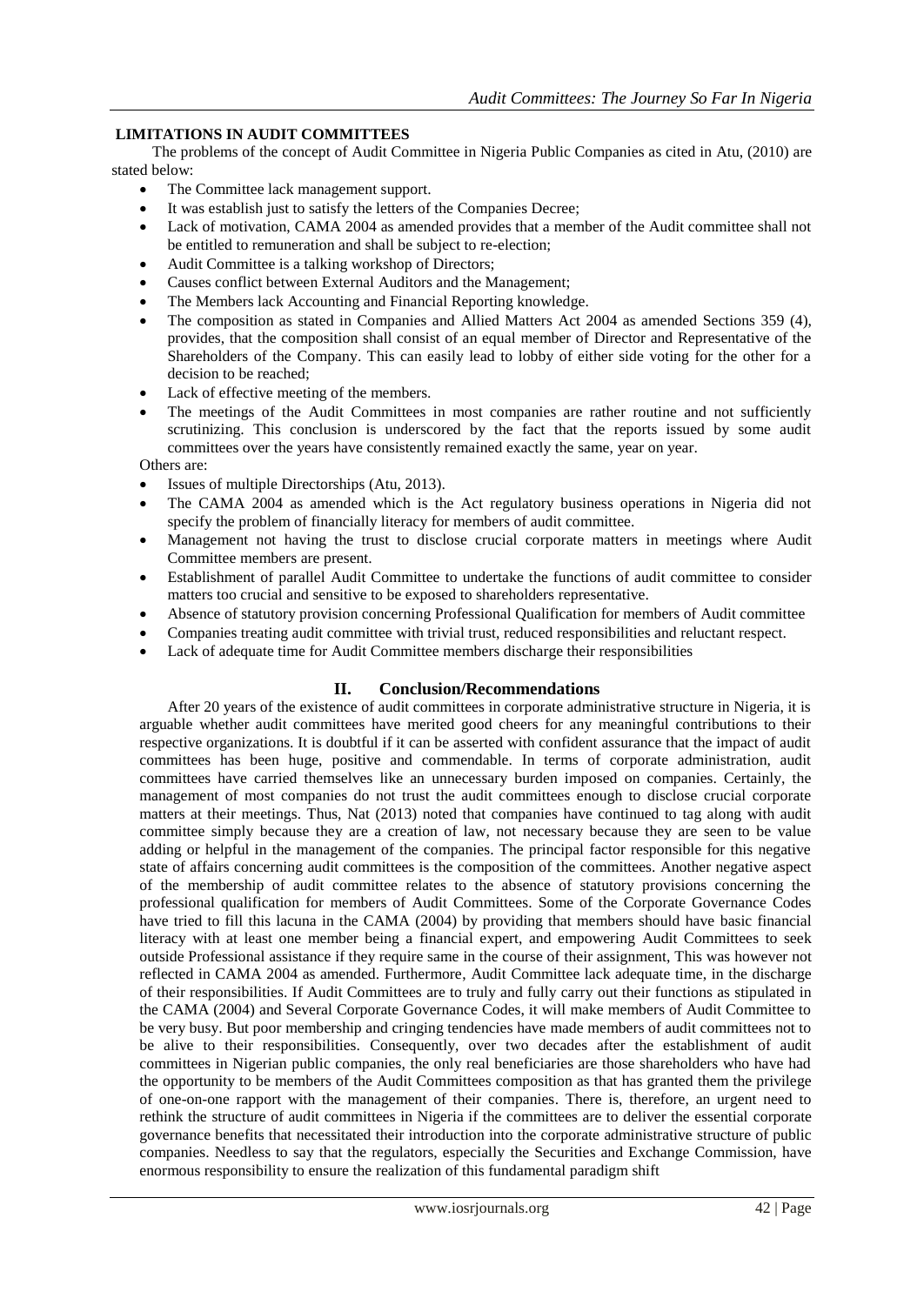## LIMITATIONS IN AUDIT COMMITTEES

The problems of the concept of Audit Committee in Nigeria Public Companies as cited in Atu, (2010) are stated below:

- The Committee lack management support.
- It was establish just to satisfy the letters of the Companies Decree;
- Lack of motivation, CAMA 2004 as amended provides that a member of the Audit committee shall not be entitled to remuneration and shall be subject to re-election;
- Audit Committee is a talking workshop of Directors;
- Causes conflict between External Auditors and the Management;
- The Members lack Accounting and Financial Reporting knowledge.
- The composition as stated in Companies and Allied Matters Act 2004 as amended Sections 359 (4), provides, that the composition shall consist of an equal member of Director and Representative of the Shareholders of the Company. This can easily lead to lobby of either side voting for the other for a decision to be reached;
- Lack of effective meeting of the members.
- The meetings of the Audit Committees in most companies are rather routine and not sufficiently scrutinizing. This conclusion is underscored by the fact that the reports issued by some audit committees over the years have consistently remained exactly the same, year on year.

Others are:

- Issues of multiple Directorships (Atu, 2013).
- The CAMA 2004 as amended which is the Act regulatory business operations in Nigeria did not specify the problem of financially literacy for members of audit committee.
- Management not having the trust to disclose crucial corporate matters in meetings where Audit Committee members are present.
- Establishment of parallel Audit Committee to undertake the functions of audit committee to consider matters too crucial and sensitive to be exposed to shareholders representative.
- Absence of statutory provision concerning Professional Qualification for members of Audit committee
- Companies treating audit committee with trivial trust, reduced responsibilities and reluctant respect.
- Lack of adequate time for Audit Committee members discharge their responsibilities

# II. Conclusion/Recommendations

After 20 years of the existence of audit committees in corporate administrative structure in Nigeria, it is arguable whether audit committees have merited good cheers for any meaningful contributions to their respective organizations. It is doubtful if it can be asserted with confident assurance that the impact of audit committees has been huge, positive and commendable. In terms of corporate administration, audit committees have carried themselves like an unnecessary burden imposed on companies. Certainly, the management of most companies do not trust the audit committees enough to disclose crucial corporate matters at their meetings. Thus, Nat (2013) noted that companies have continued to tag along with audit committee simply because they are a creation of law, not necessary because they are seen to be value adding or helpful in the management of the companies. The principal factor responsible for this negative state of affairs concerning audit committees is the composition of the committees. Another negative aspect of the membership of audit committee relates to the absence of statutory provisions concerning the professional qualification for members of Audit Committees. Some of the Corporate Governance Codes have tried to fill this lacuna in the CAMA (2004) by providing that members should have basic financial literacy with at least one member being a financial expert, and empowering Audit Committees to seek outside Professional assistance if they require same in the course of their assignment, This was however not reflected in CAMA 2004 as amended. Furthermore, Audit Committee lack adequate time, in the discharge of their responsibilities. If Audit Committees are to truly and fully carry out their functions as stipulated in the CAMA (2004) and Several Corporate Governance Codes, it will make members of Audit Committee to be very busy. But poor membership and cringing tendencies have made members of audit committees not to be alive to their responsibilities. Consequently, over two decades after the establishment of audit committees in Nigerian public companies, the only real beneficiaries are those shareholders who have had the opportunity to be members of the Audit Committees composition as that has granted them the privilege of one-on-one rapport with the management of their companies. There is, therefore, an urgent need to rethink the structure of audit committees in Nigeria if the committees are to deliver the essential corporate governance benefits that necessitated their introduction into the corporate administrative structure of public companies. Needless to say that the regulators, especially the Securities and Exchange Commission, have enormous responsibility to ensure the realization of this fundamental paradigm shift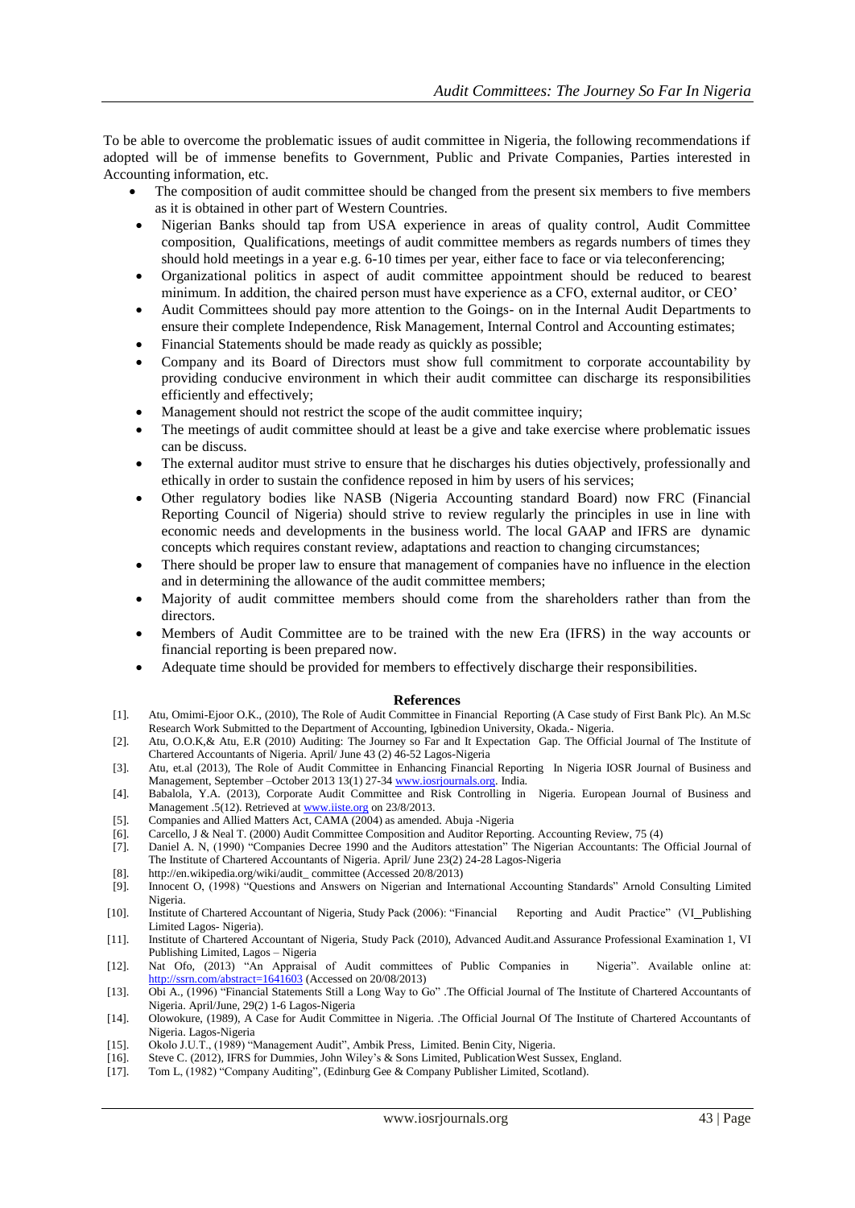To be able to overcome the problematic issues of audit committee in Nigeria, the following recommendations if adopted will be of immense benefits to Government, Public and Private Companies, Parties interested in Accounting information, etc.

- The composition of audit committee should be changed from the present six members to five members as it is obtained in other part of Western Countries.
- Nigerian Banks should tap from USA experience in areas of quality control, Audit Committee composition, Qualifications, meetings of audit committee members as regards numbers of times they should hold meetings in a year e.g. 6-10 times per year, either face to face or via teleconferencing;
- Organizational politics in aspect of audit committee appointment should be reduced to bearest minimum. In addition, the chaired person must have experience as a CFO, external auditor, or CEO'
- Audit Committees should pay more attention to the Goings- on in the Internal Audit Departments to ensure their complete Independence, Risk Management, Internal Control and Accounting estimates;
- Financial Statements should be made ready as quickly as possible;
- Company and its Board of Directors must show full commitment to corporate accountability by providing conducive environment in which their audit committee can discharge its responsibilities efficiently and effectively;
- Management should not restrict the scope of the audit committee inquiry;
- The meetings of audit committee should at least be a give and take exercise where problematic issues can be discuss.
- The external auditor must strive to ensure that he discharges his duties objectively, professionally and ethically in order to sustain the confidence reposed in him by users of his services;
- Other regulatory bodies like NASB (Nigeria Accounting standard Board) now FRC (Financial Reporting Council of Nigeria) should strive to review regularly the principles in use in line with economic needs and developments in the business world. The local GAAP and IFRS are dynamic concepts which requires constant review, adaptations and reaction to changing circumstances;
- There should be proper law to ensure that management of companies have no influence in the election and in determining the allowance of the audit committee members;
- Majority of audit committee members should come from the shareholders rather than from the directors.
- Members of Audit Committee are to be trained with the new Era (IFRS) in the way accounts or financial reporting is been prepared now.
- Adequate time should be provided for members to effectively discharge their responsibilities.

## References

[1]. Atu, Omimi-Ejoor O.K., (2010), The Role of Audit Committee in Financial Reporting (A Case study of First Bank Plc). An M.Sc Research Work Submitted to the Department of Accounting, Igbinedion University, Okada.- Nigeria.

[2]. Atu, O.O.K,& Atu, E.R (2010) Auditing: The Journey so Far and It Expectation Gap. The Official Journal of The Institute of Chartered Accountants of Nigeria. April/ June 43 (2) 46-52 Lagos-Nigeria

[3]. Atu, et.al (2013), The Role of Audit Committee in Enhancing Financial Reporting In Nigeria IOSR Journal of Business and Management, September –October 2013 13(1) 27-34 www.iosrjournals.org. India.

[4]. Babalola, Y.A. (2013), Corporate Audit Committee and Risk Controlling in Nigeria. European Journal of Business and Management .5(12). Retrieved at www.iiste.org on 23/8/2013.

[5]. Companies and Allied Matters Act, CAMA (2004) as amended. Abuja -Nigeria

[6]. Carcello, J & Neal T. (2000) Audit Committee Composition and Auditor Reporting. Accounting Review, 75 (4)

[7]. Daniel A. N, (1990) "Companies Decree 1990 and the Auditors attestation" The Nigerian Accountants: The Official Journal of The Institute of Chartered Accountants of Nigeria. April/ June 23(2) 24-28 Lagos-Nigeria

[8]. http://en.wikipedia.org/wiki/audit_ committee (Accessed 20/8/2013)

[9]. Innocent O, (1998) "Questions and Answers on Nigerian and International Accounting Standards" Arnold Consulting Limited Nigeria.

[10]. Institute of Chartered Accountant of Nigeria, Study Pack (2006): "Financial Reporting and Audit Practice" (VI_Publishing Limited Lagos- Nigeria).

[11]. Institute of Chartered Accountant of Nigeria, Study Pack (2010), Advanced Audit.and Assurance Professional Examination 1, VI Publishing Limited, Lagos – Nigeria

[12]. Nat Ofo, (2013) "An Appraisal of Audit committees of Public Companies in Nigeria". Available online at: http://ssrn.com/abstract=1641603 (Accessed on 20/08/2013)

[13]. Obi A., (1996) "Financial Statements Still a Long Way to Go" .The Official Journal of The Institute of Chartered Accountants of Nigeria. April/June, 29(2) 1-6 Lagos-Nigeria

[14]. Olowokure, (1989), A Case for Audit Committee in Nigeria. .The Official Journal Of The Institute of Chartered Accountants of Nigeria. Lagos-Nigeria

[15]. Okolo J.U.T., (1989) "Management Audit", Ambik Press, Limited. Benin City, Nigeria.

[16]. Steve C. (2012), IFRS for Dummies, John Wiley's & Sons Limited, PublicationWest Sussex, England.

[17]. Tom L, (1982) "Company Auditing", (Edinburg Gee & Company Publisher Limited, Scotland).